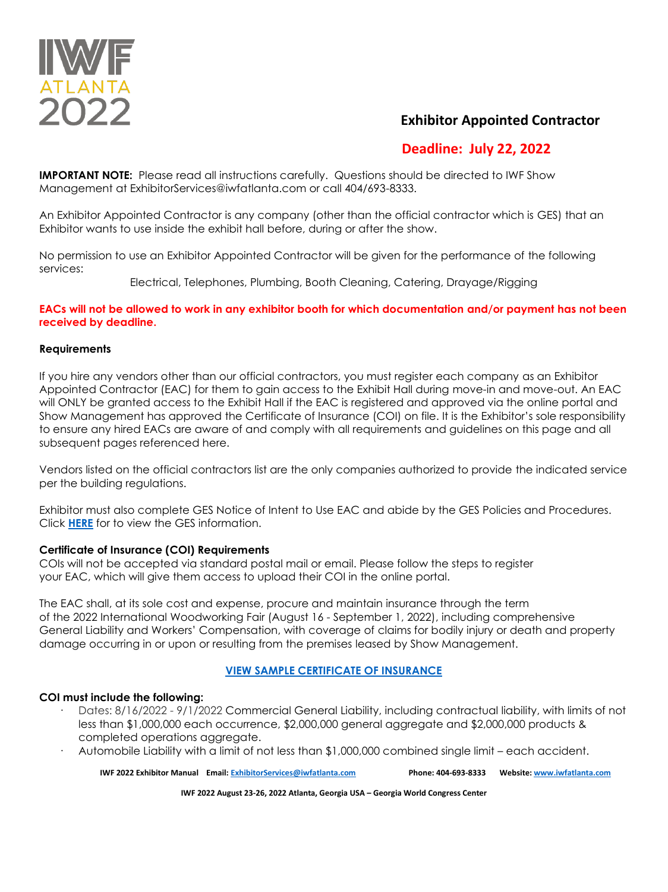IWF ATLANTA 2022

# Exhibitor Appointed Contractor

## Deadline: July 22, 2022

**IMPORTANT NOTE:** Please read all instructions carefully. Questions should be directed to IWF Show Management at ExhibitorServices@iwfatlanta.com or call 404/693-8333.

An Exhibitor Appointed Contractor is any company (other than the official contractor which is GES) that an Exhibitor wants to use inside the exhibit hall before, during or after the show.

No permission to use an Exhibitor Appointed Contractor will be given for the performance of the following services:

Electrical, Telephones, Plumbing, Booth Cleaning, Catering, Drayage/Rigging

**EACs will not be allowed to work in any exhibitor booth for which documentation and/or payment has not been received by deadline.**

### Requirements

If you hire any vendors other than our official contractors, you must register each company as an Exhibitor Appointed Contractor (EAC) for them to gain access to the Exhibit Hall during move-in and move-out. An EAC will ONLY be granted access to the Exhibit Hall if the EAC is registered and approved via the online portal and Show Management has approved the Certificate of Insurance (COI) on file. It is the Exhibitor's sole responsibility to ensure any hired EACs are aware of and comply with all requirements and guidelines on this page and all subsequent pages referenced here.

Vendors listed on the official contractors list are the only companies authorized to provide the indicated service per the building regulations.

Exhibitor must also complete GES Notice of Intent to Use EAC and abide by the GES Policies and Procedures. Click **HERE** for to view the GES information.

### Certificate of Insurance (COI) Requirements

COIs will not be accepted via standard postal mail or email. Please follow the steps to register your EAC, which will give them access to upload their COI in the online portal.

The EAC shall, at its sole cost and expense, procure and maintain insurance through the term of the 2022 International Woodworking Fair (August 16 - September 1, 2022), including comprehensive General Liability and Workers' Compensation, with coverage of claims for bodily injury or death and property damage occurring in or upon or resulting from the premises leased by Show Management.

**VIEW SAMPLE CERTIFICATE OF INSURANCE**

### COI must include the following:

- Dates: 8/16/2022 - 9/1/2022 Commercial General Liability, including contractual liability, with limits of not less than $1,000,000 each occurrence, $2,000,000 general aggregate and $2,000,000 products & completed operations aggregate.
- Automobile Liability with a limit of not less than $1,000,000 combined single limit – each accident.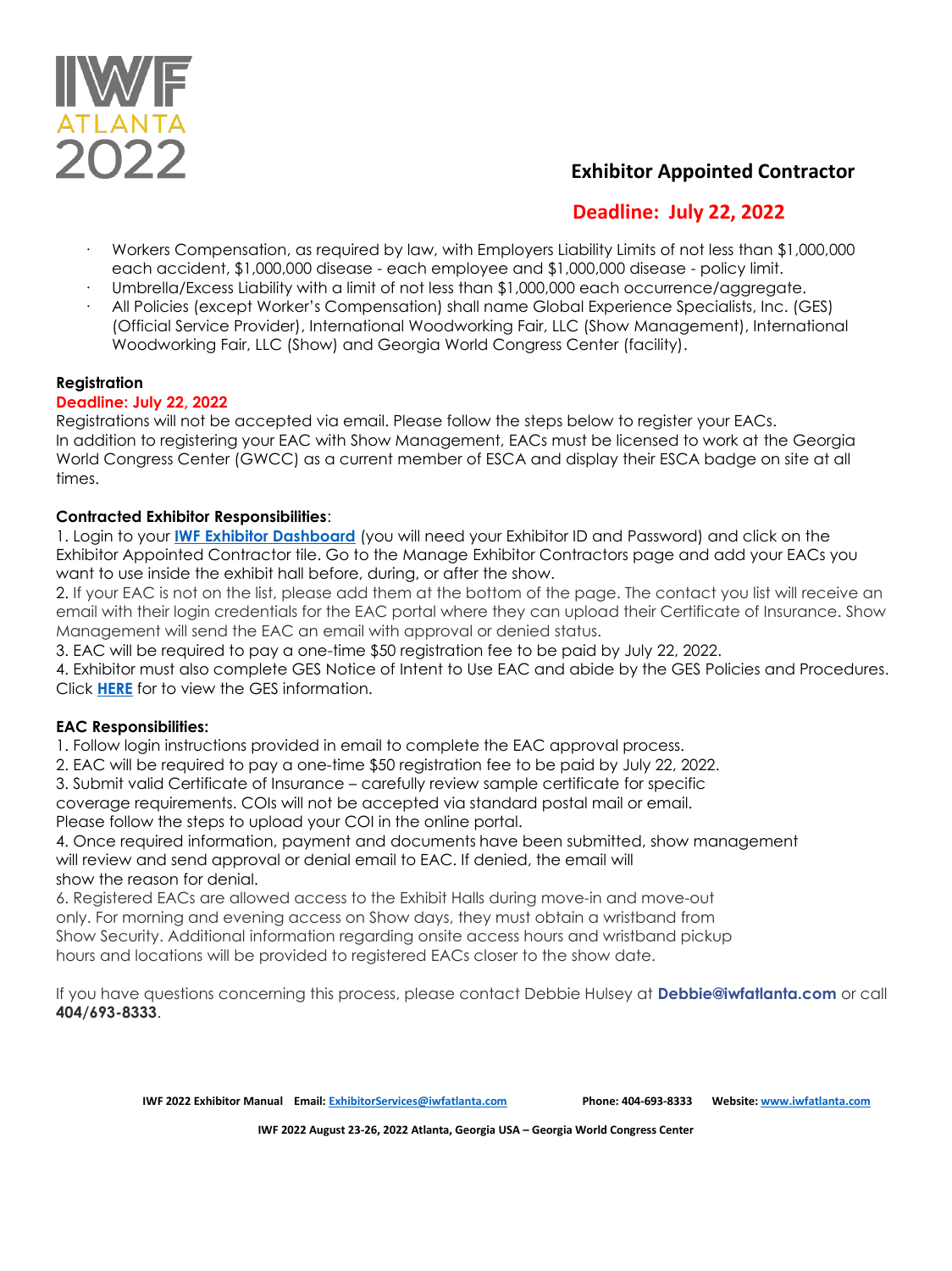## Exhibitor Appointed Contractor

**Deadline: July 22, 2022**

- Workers Compensation, as required by law, with Employers Liability Limits of not less than $1,000,000 each accident, $1,000,000 disease - each employee and $1,000,000 disease - policy limit.
- Umbrella/Excess Liability with a limit of not less than $1,000,000 each occurrence/aggregate.
- All Policies (except Worker's Compensation) shall name Global Experience Specialists, Inc. (GES) (Official Service Provider), International Woodworking Fair, LLC (Show Management), International Woodworking Fair, LLC (Show) and Georgia World Congress Center (facility).

**Registration**

**Deadline: July 22, 2022**

Registrations will not be accepted via email. Please follow the steps below to register your EACs. In addition to registering your EAC with Show Management, EACs must be licensed to work at the Georgia World Congress Center (GWCC) as a current member of ESCA and display their ESCA badge on site at all times.

**Contracted Exhibitor Responsibilities**:

1. Login to your **IWF Exhibitor Dashboard** (you will need your Exhibitor ID and Password) and click on the Exhibitor Appointed Contractor tile. Go to the Manage Exhibitor Contractors page and add your EACs you want to use inside the exhibit hall before, during, or after the show.
2. If your EAC is not on the list, please add them at the bottom of the page. The contact you list will receive an email with their login credentials for the EAC portal where they can upload their Certificate of Insurance. Show Management will send the EAC an email with approval or denied status.
3. EAC will be required to pay a one-time $50 registration fee to be paid by July 22, 2022.
4. Exhibitor must also complete GES Notice of Intent to Use EAC and abide by the GES Policies and Procedures. Click **HERE** for to view the GES information.

**EAC Responsibilities:**

1. Follow login instructions provided in email to complete the EAC approval process.
2. EAC will be required to pay a one-time $50 registration fee to be paid by July 22, 2022.
3. Submit valid Certificate of Insurance – carefully review sample certificate for specific coverage requirements. COIs will not be accepted via standard postal mail or email. Please follow the steps to upload your COI in the online portal.
4. Once required information, payment and documents have been submitted, show management will review and send approval or denial email to EAC. If denied, the email will show the reason for denial.

6. Registered EACs are allowed access to the Exhibit Halls during move-in and move-out only. For morning and evening access on Show days, they must obtain a wristband from Show Security. Additional information regarding onsite access hours and wristband pickup hours and locations will be provided to registered EACs closer to the show date.

If you have questions concerning this process, please contact Debbie Hulsey at **Debbie@iwfatlanta.com** or call **404/693-8333**.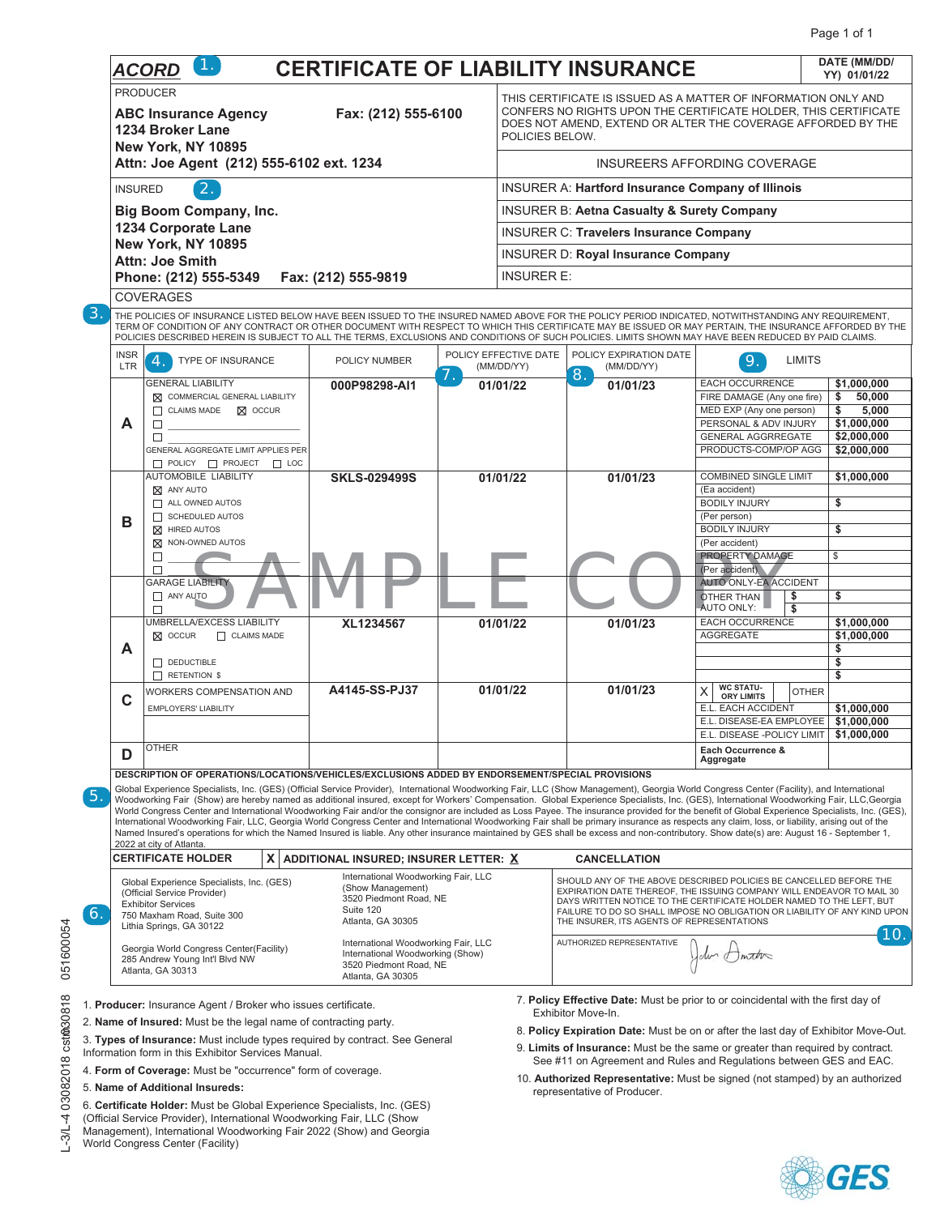# ACORD (1.) CERTIFICATE OF LIABILITY INSURANCE

DATE (MM/DD/YY) 01/01/22

| PRODUCER | |
|---|---|
| **ABC Insurance Agency** Fax: (212) 555-6100<br>**1234 Broker Lane**<br>**New York, NY 10895**<br>**Attn: Joe Agent (212) 555-6102 ext. 1234** | THIS CERTIFICATE IS ISSUED AS A MATTER OF INFORMATION ONLY AND CONFERS NO RIGHTS UPON THE CERTIFICATE HOLDER, THIS CERTIFICATE DOES NOT AMEND, EXTEND OR ALTER THE COVERAGE AFFORDED BY THE POLICIES BELOW. |
| | INSUREERS AFFORDING COVERAGE |
| INSURED (2.) | INSURER A: **Hartford Insurance Company of Illinois** |
| **Big Boom Company, Inc.** | INSURER B: **Aetna Casualty & Surety Company** |
| **1234 Corporate Lane**<br>**New York, NY 10895** | INSURER C: **Travelers Insurance Company** |
| **Attn: Joe Smith** | INSURER D: **Royal Insurance Company** |
| **Phone: (212) 555-5349** **Fax: (212) 555-9819** | INSURER E: |

COVERAGES

(3.) THE POLICIES OF INSURANCE LISTED BELOW HAVE BEEN ISSUED TO THE INSURED NAMED ABOVE FOR THE POLICY PERIOD INDICATED, NOTWITHSTANDING ANY REQUIREMENT, TERM OR CONDITION OF ANY CONTRACT OR OTHER DOCUMENT WITH RESPECT TO WHICH THIS CERTIFICATE MAY BE ISSUED OR MAY PERTAIN, THE INSURANCE AFFORDED BY THE POLICIES DESCRIBED HEREIN IS SUBJECT TO ALL THE TERMS, EXCLUSIONS AND CONDITIONS OF SUCH POLICIES. LIMITS SHOWN MAY HAVE BEEN REDUCED BY PAID CLAIMS.

| INSR LTR | (4.) TYPE OF INSURANCE | POLICY NUMBER | (7.) POLICY EFFECTIVE DATE (MM/DD/YY) | (8.) POLICY EXPIRATION DATE (MM/DD/YY) | (9.) LIMITS | |
|---|---|---|---|---|---|---|
| A | GENERAL LIABILITY<br>☒ COMMERCIAL GENERAL LIABILITY<br>☐ CLAIMS MADE ☒ OCCUR<br>☐<br>☐<br>GENERAL AGGREGATE LIMIT APPLIES PER<br>☐ POLICY ☐ PROJECT ☐ LOC | **000P98298-AI1** | **01/01/22** | **01/01/23** | EACH OCCURRENCE | **$1,000,000** |
| | | | | | FIRE DAMAGE (Any one fire) | **$ 50,000** |
| | | | | | MED EXP (Any one person) | **$ 5,000** |
| | | | | | PERSONAL & ADV INJURY | **$1,000,000** |
| | | | | | GENERAL AGGRREGATE | **$2,000,000** |
| | | | | | PRODUCTS-COMP/OP AGG | **$2,000,000** |
| B | AUTOMOBILE LIABILITY<br>☒ ANY AUTO<br>☐ ALL OWNED AUTOS<br>☐ SCHEDULED AUTOS<br>☒ HIRED AUTOS<br>☒ NON-OWNED AUTOS<br>☐<br>☐ | **SKLS-029499S** | **01/01/22** | **01/01/23** | COMBINED SINGLE LIMIT (Ea accident) | **$1,000,000** |
| | | | | | BODILY INJURY (Per person) | **$** |
| | | | | | BODILY INJURY (Per accident) | **$** |
| | | | | | PROPERTY DAMAGE (Per accident) | $ |
| | GARAGE LIABILITY<br>☐ ANY AUTO<br>☐ | | | | AUTO ONLY-EA ACCIDENT | |
| | | | | | OTHER THAN AUTO ONLY: $ $ | **$** |
| A | UMBRELLA/EXCESS LIABILITY<br>☒ OCCUR ☐ CLAIMS MADE<br>☐ DEDUCTIBLE<br>☐ RETENTION $ | **XL1234567** | **01/01/22** | **01/01/23** | EACH OCCURRENCE | **$1,000,000** |
| | | | | | AGGREGATE | **$1,000,000** |
| | | | | | | **$** |
| | | | | | | **$** |
| | | | | | | **$** |
| C | WORKERS COMPENSATION AND EMPLOYERS' LIABILITY | **A4145-SS-PJ37** | **01/01/22** | **01/01/23** | X WC STATU-ORY LIMITS / OTHER | |
| | | | | | E.L. EACH ACCIDENT | **$1,000,000** |
| | | | | | E.L. DISEASE-EA EMPLOYEE | **$1,000,000** |
| | | | | | E.L. DISEASE -POLICY LIMIT | **$1,000,000** |
| D | OTHER | | | | **Each Occurrence & Aggregate** | |

SAMPLE COPY

**DESCRIPTION OF OPERATIONS/LOCATIONS/VEHICLES/EXCLUSIONS ADDED BY ENDORSEMENT/SPECIAL PROVISIONS**

(5.) Global Experience Specialists, Inc. (GES) (Official Service Provider), International Woodworking Fair, LLC (Show Management), Georgia World Congress Center (Facility), and International Woodworking Fair (Show) are hereby named as additional insured, except for Workers' Compensation. Global Experience Specialists, Inc. (GES), International Woodworking Fair, LLC,Georgia World Congress Center and International Woodworking Fair and/or the consignor are included as Loss Payee. The insurance provided for the benefit of Global Experience Specialists, Inc. (GES), International Woodworking Fair, LLC, Georgia World Congress Center and International Woodworking Fair shall be primary insurance as respects any claim, loss, or liability, arising out of the Named Insured's operations for which the Named Insured is liable. Any other insurance maintained by GES shall be excess and non-contributory. Show date(s) are: August 16 - September 1, 2022 at city of Atlanta.

| CERTIFICATE HOLDER | X ADDITIONAL INSURED; INSURER LETTER: X | CANCELLATION |
|---|---|---|
| (6.) Global Experience Specialists, Inc. (GES)<br>(Official Service Provider)<br>Exhibitor Services<br>750 Maxham Road, Suite 300<br>Lithia Springs, GA 30122 | International Woodworking Fair, LLC<br>(Show Management)<br>3520 Piedmont Road, NE<br>Suite 120<br>Atlanta, GA 30305 | SHOULD ANY OF THE ABOVE DESCRIBED POLICIES BE CANCELLED BEFORE THE EXPIRATION DATE THEREOF, THE ISSUING COMPANY WILL ENDEAVOR TO MAIL 30 DAYS WRITTEN NOTICE TO THE CERTIFICATE HOLDER NAMED TO THE LEFT, BUT FAILURE TO DO SO SHALL IMPOSE NO OBLIGATION OR LIABILITY OF ANY KIND UPON THE INSURER, ITS AGENTS OF REPRESENTATIONS |
| Georgia World Congress Center(Facility)<br>285 Andrew Young Int'l Blvd NW<br>Atlanta, GA 30313 | International Woodworking Fair, LLC<br>International Woodworking (Show)<br>3520 Piedmont Road, NE<br>Atlanta, GA 30305 | AUTHORIZED REPRESENTATIVE (10.) *John Smith* |

1. **Producer:** Insurance Agent / Broker who issues certificate.
2. **Name of Insured:** Must be the legal name of contracting party.
3. **Types of Insurance:** Must include types required by contract. See General Information form in this Exhibitor Services Manual.
4. **Form of Coverage:** Must be "occurrence" form of coverage.
5. **Name of Additional Insureds:**
6. **Certificate Holder:** Must be Global Experience Specialists, Inc. (GES) (Official Service Provider), International Woodworking Fair, LLC (Show Management), International Woodworking Fair 2022 (Show) and Georgia World Congress Center (Facility)
7. **Policy Effective Date:** Must be prior to or coincidental with the first day of Exhibitor Move-In.
8. **Policy Expiration Date:** Must be on or after the last day of Exhibitor Move-Out.
9. **Limits of Insurance:** Must be the same or greater than required by contract. See #11 on Agreement and Rules and Regulations between GES and EAC.
10. **Authorized Representative:** Must be signed (not stamped) by an authorized representative of Producer.

L-3/L-4 03082018 cstm030818 051600054

GES